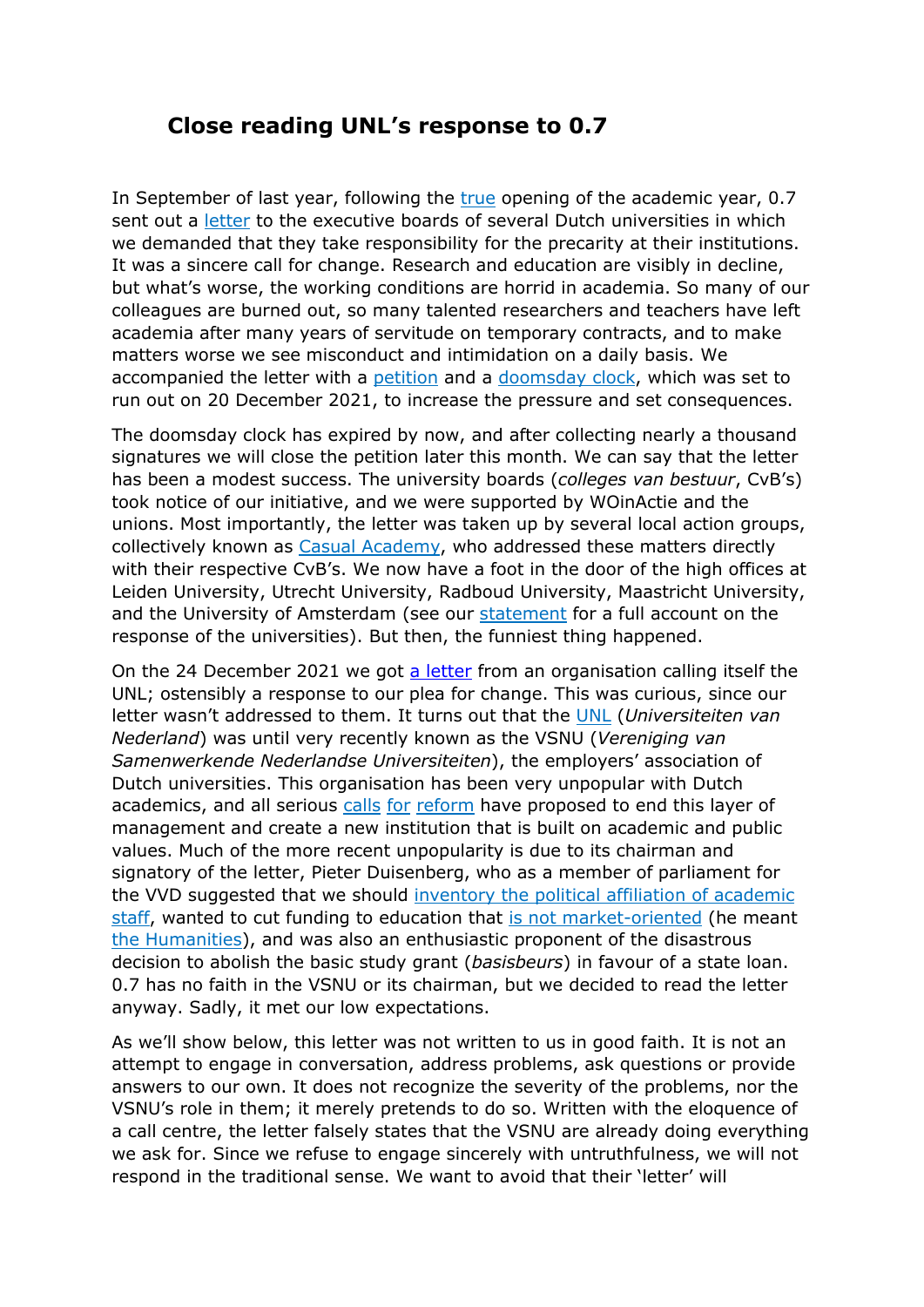# Close reading UNL's response to 0.7

In September of last year, following the true opening of the academic year, 0.7 sent out a letter to the executive boards of several Dutch universities in which we demanded that they take responsibility for the precarity at their institutions. It was a sincere call for change. Research and education are visibly in decline, but what's worse, the working conditions are horrid in academia. So many of our colleagues are burned out, so many talented researchers and teachers have left academia after many years of servitude on temporary contracts, and to make matters worse we see misconduct and intimidation on a daily basis. We accompanied the letter with a petition and a doomsday clock, which was set to run out on 20 December 2021, to increase the pressure and set consequences.

The doomsday clock has expired by now, and after collecting nearly a thousand signatures we will close the petition later this month. We can say that the letter has been a modest success. The university boards (*colleges van bestuur*, CvB's) took notice of our initiative, and we were supported by WOinActie and the unions. Most importantly, the letter was taken up by several local action groups, collectively known as Casual Academy, who addressed these matters directly with their respective CvB's. We now have a foot in the door of the high offices at Leiden University, Utrecht University, Radboud University, Maastricht University, and the University of Amsterdam (see our statement for a full account on the response of the universities). But then, the funniest thing happened.

On the 24 December 2021 we got a letter from an organisation calling itself the UNL; ostensibly a response to our plea for change. This was curious, since our letter wasn't addressed to them. It turns out that the UNL (*Universiteiten van Nederland*) was until very recently known as the VSNU (*Vereniging van Samenwerkende Nederlandse Universiteiten*), the employers' association of Dutch universities. This organisation has been very unpopular with Dutch academics, and all serious calls for reform have proposed to end this layer of management and create a new institution that is built on academic and public values. Much of the more recent unpopularity is due to its chairman and signatory of the letter, Pieter Duisenberg, who as a member of parliament for the VVD suggested that we should inventory the political affiliation of academic staff, wanted to cut funding to education that is not market-oriented (he meant the Humanities), and was also an enthusiastic proponent of the disastrous decision to abolish the basic study grant (*basisbeurs*) in favour of a state loan. 0.7 has no faith in the VSNU or its chairman, but we decided to read the letter anyway. Sadly, it met our low expectations.

As we'll show below, this letter was not written to us in good faith. It is not an attempt to engage in conversation, address problems, ask questions or provide answers to our own. It does not recognize the severity of the problems, nor the VSNU's role in them; it merely pretends to do so. Written with the eloquence of a call centre, the letter falsely states that the VSNU are already doing everything we ask for. Since we refuse to engage sincerely with untruthfulness, we will not respond in the traditional sense. We want to avoid that their 'letter' will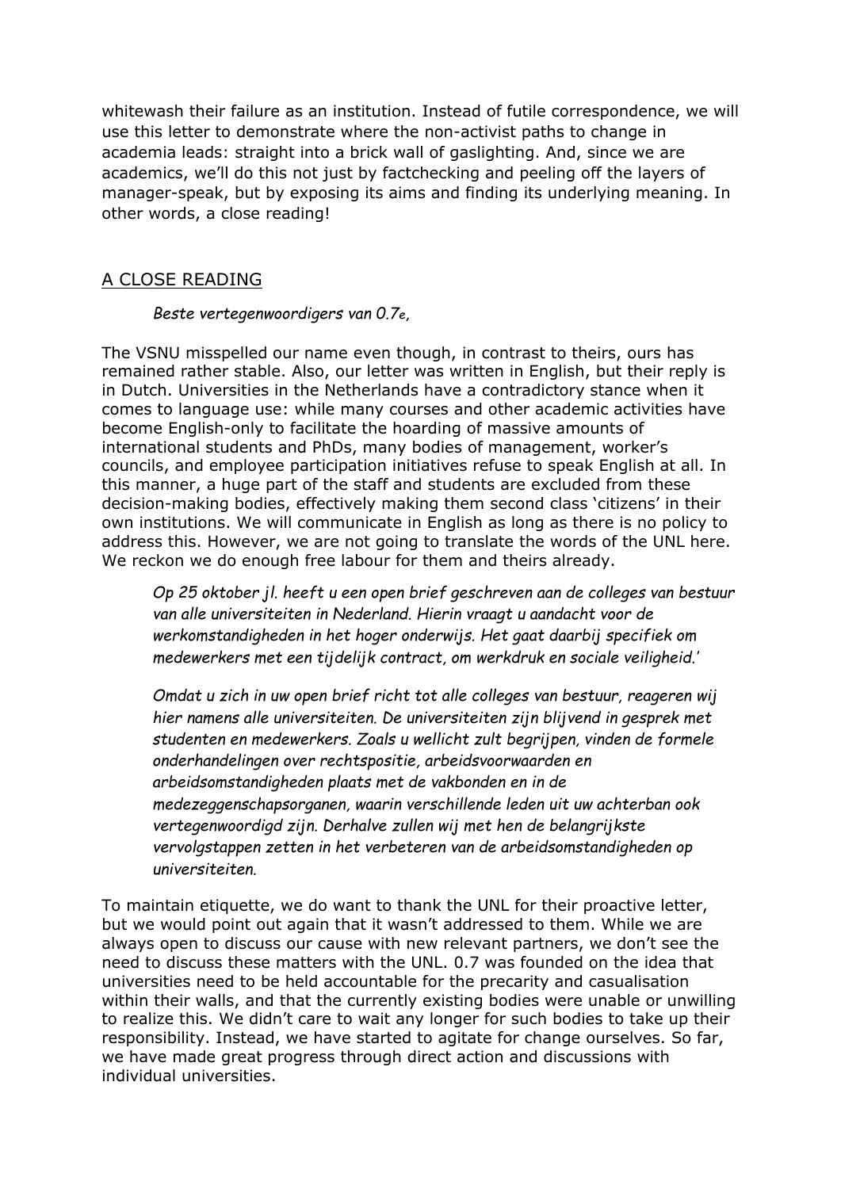whitewash their failure as an institution. Instead of futile correspondence, we will use this letter to demonstrate where the non-activist paths to change in academia leads: straight into a brick wall of gaslighting. And, since we are academics, we'll do this not just by factchecking and peeling off the layers of manager-speak, but by exposing its aims and finding its underlying meaning. In other words, a close reading!

## A CLOSE READING

> *Beste vertegenwoordigers van 0.7e,*

The VSNU misspelled our name even though, in contrast to theirs, ours has remained rather stable. Also, our letter was written in English, but their reply is in Dutch. Universities in the Netherlands have a contradictory stance when it comes to language use: while many courses and other academic activities have become English-only to facilitate the hoarding of massive amounts of international students and PhDs, many bodies of management, worker's councils, and employee participation initiatives refuse to speak English at all. In this manner, a huge part of the staff and students are excluded from these decision-making bodies, effectively making them second class 'citizens' in their own institutions. We will communicate in English as long as there is no policy to address this. However, we are not going to translate the words of the UNL here. We reckon we do enough free labour for them and theirs already.

> *Op 25 oktober jl. heeft u een open brief geschreven aan de colleges van bestuur van alle universiteiten in Nederland. Hierin vraagt u aandacht voor de werkomstandigheden in het hoger onderwijs. Het gaat daarbij specifiek om medewerkers met een tijdelijk contract, om werkdruk en sociale veiligheid.'*
>
> *Omdat u zich in uw open brief richt tot alle colleges van bestuur, reageren wij hier namens alle universiteiten. De universiteiten zijn blijvend in gesprek met studenten en medewerkers. Zoals u wellicht zult begrijpen, vinden de formele onderhandelingen over rechtspositie, arbeidsvoorwaarden en arbeidsomstandigheden plaats met de vakbonden en in de medezeggenschapsorganen, waarin verschillende leden uit uw achterban ook vertegenwoordigd zijn. Derhalve zullen wij met hen de belangrijkste vervolgstappen zetten in het verbeteren van de arbeidsomstandigheden op universiteiten.*

To maintain etiquette, we do want to thank the UNL for their proactive letter, but we would point out again that it wasn't addressed to them. While we are always open to discuss our cause with new relevant partners, we don't see the need to discuss these matters with the UNL. 0.7 was founded on the idea that universities need to be held accountable for the precarity and casualisation within their walls, and that the currently existing bodies were unable or unwilling to realize this. We didn't care to wait any longer for such bodies to take up their responsibility. Instead, we have started to agitate for change ourselves. So far, we have made great progress through direct action and discussions with individual universities.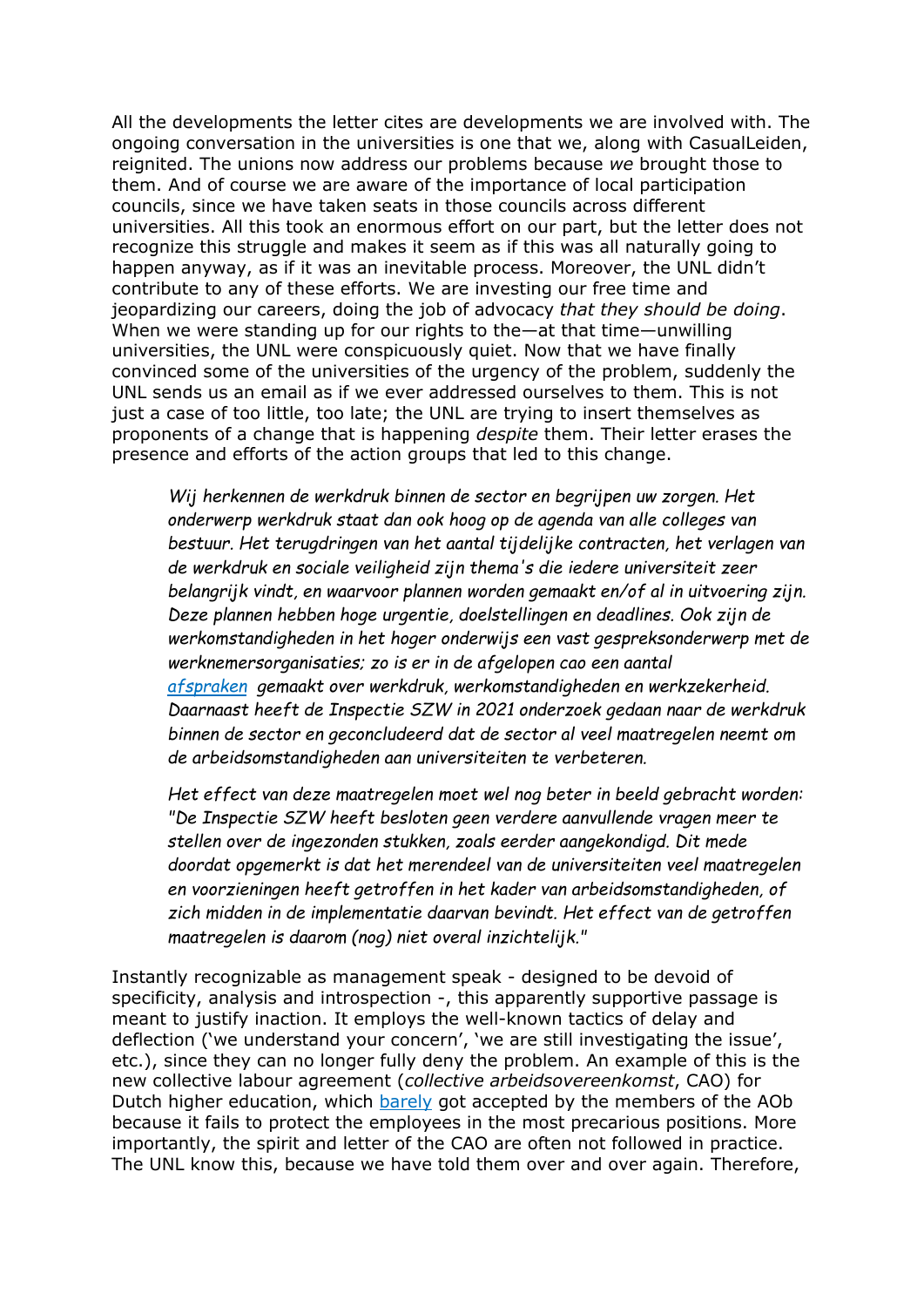All the developments the letter cites are developments we are involved with. The ongoing conversation in the universities is one that we, along with CasualLeiden, reignited. The unions now address our problems because *we* brought those to them. And of course we are aware of the importance of local participation councils, since we have taken seats in those councils across different universities. All this took an enormous effort on our part, but the letter does not recognize this struggle and makes it seem as if this was all naturally going to happen anyway, as if it was an inevitable process. Moreover, the UNL didn't contribute to any of these efforts. We are investing our free time and jeopardizing our careers, doing the job of advocacy *that they should be doing*. When we were standing up for our rights to the—at that time—unwilling universities, the UNL were conspicuously quiet. Now that we have finally convinced some of the universities of the urgency of the problem, suddenly the UNL sends us an email as if we ever addressed ourselves to them. This is not just a case of too little, too late; the UNL are trying to insert themselves as proponents of a change that is happening *despite* them. Their letter erases the presence and efforts of the action groups that led to this change.

> *Wij herkennen de werkdruk binnen de sector en begrijpen uw zorgen. Het onderwerp werkdruk staat dan ook hoog op de agenda van alle colleges van bestuur. Het terugdringen van het aantal tijdelijke contracten, het verlagen van de werkdruk en sociale veiligheid zijn thema's die iedere universiteit zeer belangrijk vindt, en waarvoor plannen worden gemaakt en/of al in uitvoering zijn. Deze plannen hebben hoge urgentie, doelstellingen en deadlines. Ook zijn de werkomstandigheden in het hoger onderwijs een vast gespreksonderwerp met de werknemersorganisaties; zo is er in de afgelopen cao een aantal afspraken gemaakt over werkdruk, werkomstandigheden en werkzekerheid. Daarnaast heeft de Inspectie SZW in 2021 onderzoek gedaan naar de werkdruk binnen de sector en geconcludeerd dat de sector al veel maatregelen neemt om de arbeidsomstandigheden aan universiteiten te verbeteren.*
>
> *Het effect van deze maatregelen moet wel nog beter in beeld gebracht worden: "De Inspectie SZW heeft besloten geen verdere aanvullende vragen meer te stellen over de ingezonden stukken, zoals eerder aangekondigd. Dit mede doordat opgemerkt is dat het merendeel van de universiteiten veel maatregelen en voorzieningen heeft getroffen in het kader van arbeidsomstandigheden, of zich midden in de implementatie daarvan bevindt. Het effect van de getroffen maatregelen is daarom (nog) niet overal inzichtelijk."*

Instantly recognizable as management speak - designed to be devoid of specificity, analysis and introspection -, this apparently supportive passage is meant to justify inaction. It employs the well-known tactics of delay and deflection ('we understand your concern', 'we are still investigating the issue', etc.), since they can no longer fully deny the problem. An example of this is the new collective labour agreement (*collective arbeidsovereenkomst*, CAO) for Dutch higher education, which barely got accepted by the members of the AOb because it fails to protect the employees in the most precarious positions. More importantly, the spirit and letter of the CAO are often not followed in practice. The UNL know this, because we have told them over and over again. Therefore,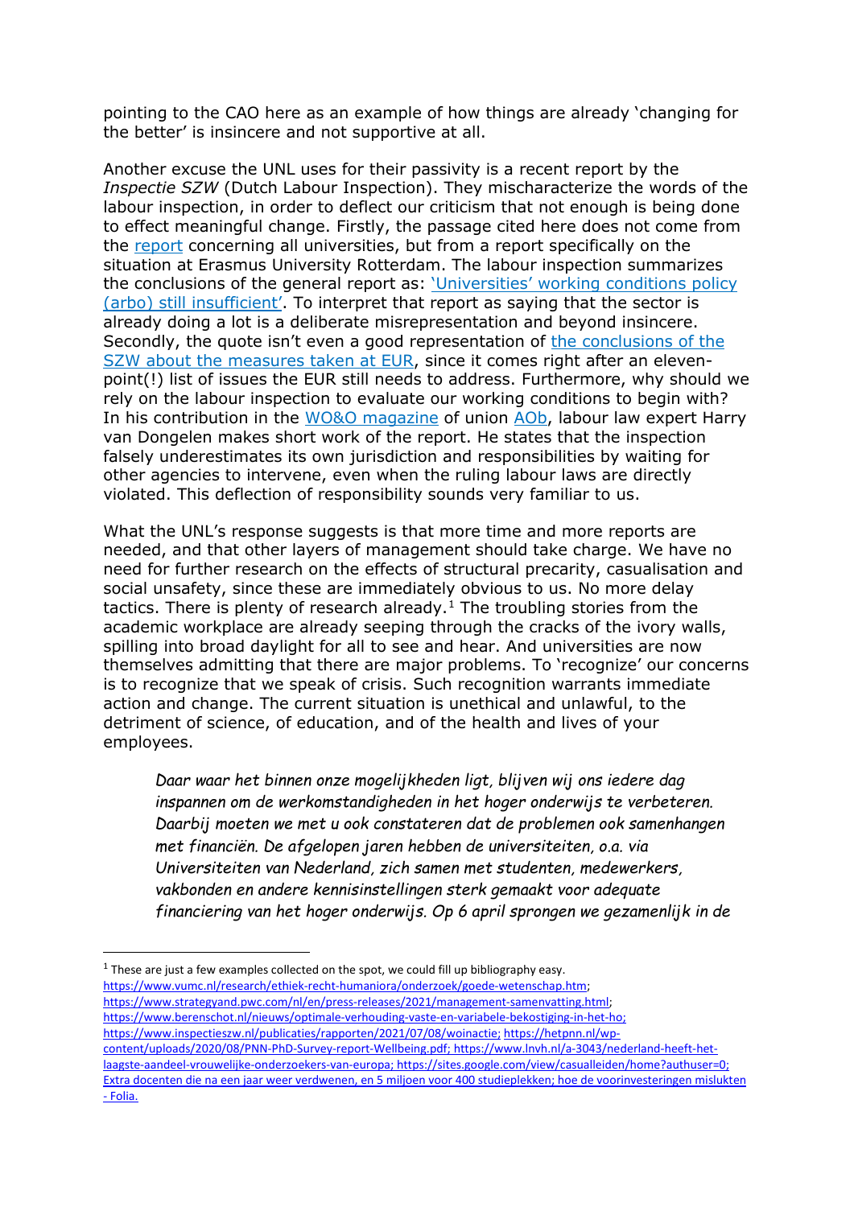pointing to the CAO here as an example of how things are already 'changing for the better' is insincere and not supportive at all.

Another excuse the UNL uses for their passivity is a recent report by the *Inspectie SZW* (Dutch Labour Inspection). They mischaracterize the words of the labour inspection, in order to deflect our criticism that not enough is being done to effect meaningful change. Firstly, the passage cited here does not come from the report concerning all universities, but from a report specifically on the situation at Erasmus University Rotterdam. The labour inspection summarizes the conclusions of the general report as: 'Universities' working conditions policy (arbo) still insufficient'. To interpret that report as saying that the sector is already doing a lot is a deliberate misrepresentation and beyond insincere. Secondly, the quote isn't even a good representation of the conclusions of the SZW about the measures taken at EUR, since it comes right after an eleven-point(!) list of issues the EUR still needs to address. Furthermore, why should we rely on the labour inspection to evaluate our working conditions to begin with? In his contribution in the WO&O magazine of union AOb, labour law expert Harry van Dongelen makes short work of the report. He states that the inspection falsely underestimates its own jurisdiction and responsibilities by waiting for other agencies to intervene, even when the ruling labour laws are directly violated. This deflection of responsibility sounds very familiar to us.

What the UNL's response suggests is that more time and more reports are needed, and that other layers of management should take charge. We have no need for further research on the effects of structural precarity, casualisation and social unsafety, since these are immediately obvious to us. No more delay tactics. There is plenty of research already.[1] The troubling stories from the academic workplace are already seeping through the cracks of the ivory walls, spilling into broad daylight for all to see and hear. And universities are now themselves admitting that there are major problems. To 'recognize' our concerns is to recognize that we speak of crisis. Such recognition warrants immediate action and change. The current situation is unethical and unlawful, to the detriment of science, of education, and of the health and lives of your employees.

> *Daar waar het binnen onze mogelijkheden ligt, blijven wij ons iedere dag inspannen om de werkomstandigheden in het hoger onderwijs te verbeteren. Daarbij moeten we met u ook constateren dat de problemen ook samenhangen met financiën. De afgelopen jaren hebben de universiteiten, o.a. via Universiteiten van Nederland, zich samen met studenten, medewerkers, vakbonden en andere kennisinstellingen sterk gemaakt voor adequate financiering van het hoger onderwijs. Op 6 april sprongen we gezamenlijk in de*

---

[1] These are just a few examples collected on the spot, we could fill up bibliography easy. https://www.vumc.nl/research/ethiek-recht-humaniora/onderzoek/goede-wetenschap.htm; https://www.strategyand.pwc.com/nl/en/press-releases/2021/management-samenvatting.html; https://www.berenschot.nl/nieuws/optimale-verhouding-vaste-en-variabele-bekostiging-in-het-ho; https://www.inspectieszw.nl/publicaties/rapporten/2021/07/08/woinactie; https://hetpnn.nl/wp-content/uploads/2020/08/PNN-PhD-Survey-report-Wellbeing.pdf; https://www.lnvh.nl/a-3043/nederland-heeft-het-laagste-aandeel-vrouwelijke-onderzoekers-van-europa; https://sites.google.com/view/casualleiden/home?authuser=0; Extra docenten die na een jaar weer verdwenen, en 5 miljoen voor 400 studieplekken; hoe de voorinvesteringen mislukten - Folia.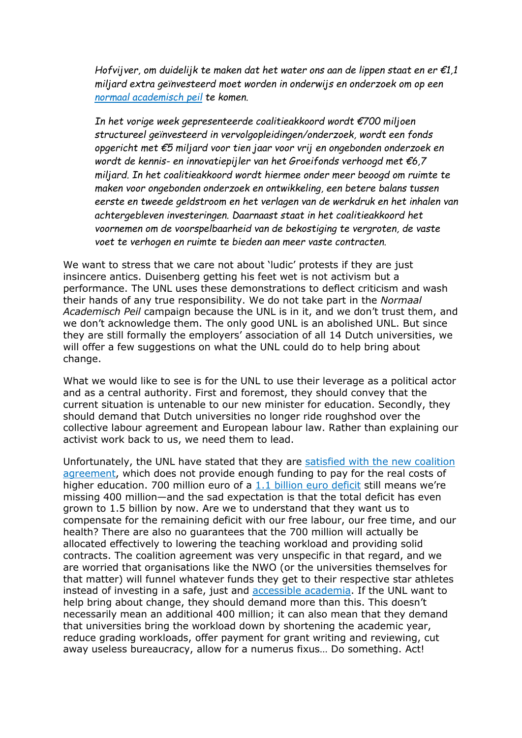*Hofvijver, om duidelijk te maken dat het water ons aan de lippen staat en er €1,1 miljard extra geïnvesteerd moet worden in onderwijs en onderzoek om op een normaal academisch peil te komen.*

*In het vorige week gepresenteerde coalitieakkoord wordt €700 miljoen structureel geïnvesteerd in vervolgopleidingen/onderzoek, wordt een fonds opgericht met €5 miljard voor tien jaar voor vrij en ongebonden onderzoek en wordt de kennis- en innovatiepijler van het Groeifonds verhoogd met €6,7 miljard. In het coalitieakkoord wordt hiermee onder meer beoogd om ruimte te maken voor ongebonden onderzoek en ontwikkeling, een betere balans tussen eerste en tweede geldstroom en het verlagen van de werkdruk en het inhalen van achtergebleven investeringen. Daarnaast staat in het coalitieakkoord het voornemen om de voorspelbaarheid van de bekostiging te vergroten, de vaste voet te verhogen en ruimte te bieden aan meer vaste contracten.*

We want to stress that we care not about 'ludic' protests if they are just insincere antics. Duisenberg getting his feet wet is not activism but a performance. The UNL uses these demonstrations to deflect criticism and wash their hands of any true responsibility. We do not take part in the *Normaal Academisch Peil* campaign because the UNL is in it, and we don't trust them, and we don't acknowledge them. The only good UNL is an abolished UNL. But since they are still formally the employers' association of all 14 Dutch universities, we will offer a few suggestions on what the UNL could do to help bring about change.

What we would like to see is for the UNL to use their leverage as a political actor and as a central authority. First and foremost, they should convey that the current situation is untenable to our new minister for education. Secondly, they should demand that Dutch universities no longer ride roughshod over the collective labour agreement and European labour law. Rather than explaining our activist work back to us, we need them to lead.

Unfortunately, the UNL have stated that they are satisfied with the new coalition agreement, which does not provide enough funding to pay for the real costs of higher education. 700 million euro of a 1.1 billion euro deficit still means we're missing 400 million—and the sad expectation is that the total deficit has even grown to 1.5 billion by now. Are we to understand that they want us to compensate for the remaining deficit with our free labour, our free time, and our health? There are also no guarantees that the 700 million will actually be allocated effectively to lowering the teaching workload and providing solid contracts. The coalition agreement was very unspecific in that regard, and we are worried that organisations like the NWO (or the universities themselves for that matter) will funnel whatever funds they get to their respective star athletes instead of investing in a safe, just and accessible academia. If the UNL want to help bring about change, they should demand more than this. This doesn't necessarily mean an additional 400 million; it can also mean that they demand that universities bring the workload down by shortening the academic year, reduce grading workloads, offer payment for grant writing and reviewing, cut away useless bureaucracy, allow for a numerus fixus… Do something. Act!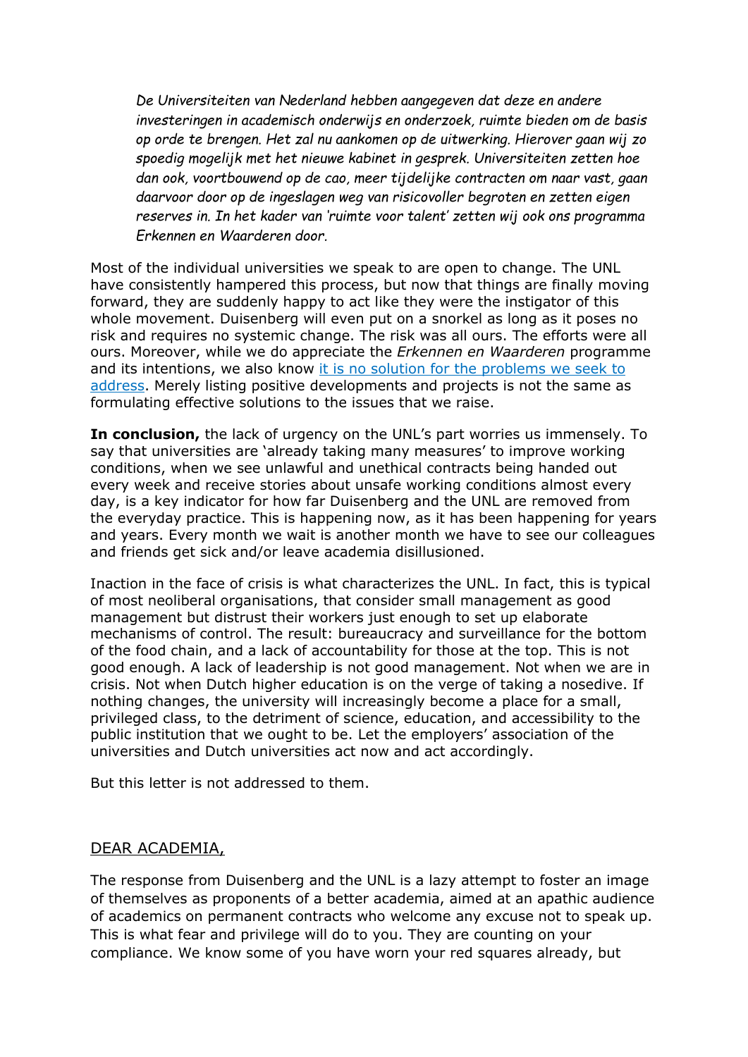> *De Universiteiten van Nederland hebben aangegeven dat deze en andere investeringen in academisch onderwijs en onderzoek, ruimte bieden om de basis op orde te brengen. Het zal nu aankomen op de uitwerking. Hierover gaan wij zo spoedig mogelijk met het nieuwe kabinet in gesprek. Universiteiten zetten hoe dan ook, voortbouwend op de cao, meer tijdelijke contracten om naar vast, gaan daarvoor door op de ingeslagen weg van risicovoller begroten en zetten eigen reserves in. In het kader van 'ruimte voor talent' zetten wij ook ons programma Erkennen en Waarderen door.*

Most of the individual universities we speak to are open to change. The UNL have consistently hampered this process, but now that things are finally moving forward, they are suddenly happy to act like they were the instigator of this whole movement. Duisenberg will even put on a snorkel as long as it poses no risk and requires no systemic change. The risk was all ours. The efforts were all ours. Moreover, while we do appreciate the *Erkennen en Waarderen* programme and its intentions, we also know [it is no solution for the problems we seek to address](). Merely listing positive developments and projects is not the same as formulating effective solutions to the issues that we raise.

**In conclusion,** the lack of urgency on the UNL's part worries us immensely. To say that universities are 'already taking many measures' to improve working conditions, when we see unlawful and unethical contracts being handed out every week and receive stories about unsafe working conditions almost every day, is a key indicator for how far Duisenberg and the UNL are removed from the everyday practice. This is happening now, as it has been happening for years and years. Every month we wait is another month we have to see our colleagues and friends get sick and/or leave academia disillusioned.

Inaction in the face of crisis is what characterizes the UNL. In fact, this is typical of most neoliberal organisations, that consider small management as good management but distrust their workers just enough to set up elaborate mechanisms of control. The result: bureaucracy and surveillance for the bottom of the food chain, and a lack of accountability for those at the top. This is not good enough. A lack of leadership is not good management. Not when we are in crisis. Not when Dutch higher education is on the verge of taking a nosedive. If nothing changes, the university will increasingly become a place for a small, privileged class, to the detriment of science, education, and accessibility to the public institution that we ought to be. Let the employers' association of the universities and Dutch universities act now and act accordingly.

But this letter is not addressed to them.

## DEAR ACADEMIA,

The response from Duisenberg and the UNL is a lazy attempt to foster an image of themselves as proponents of a better academia, aimed at an apathic audience of academics on permanent contracts who welcome any excuse not to speak up. This is what fear and privilege will do to you. They are counting on your compliance. We know some of you have worn your red squares already, but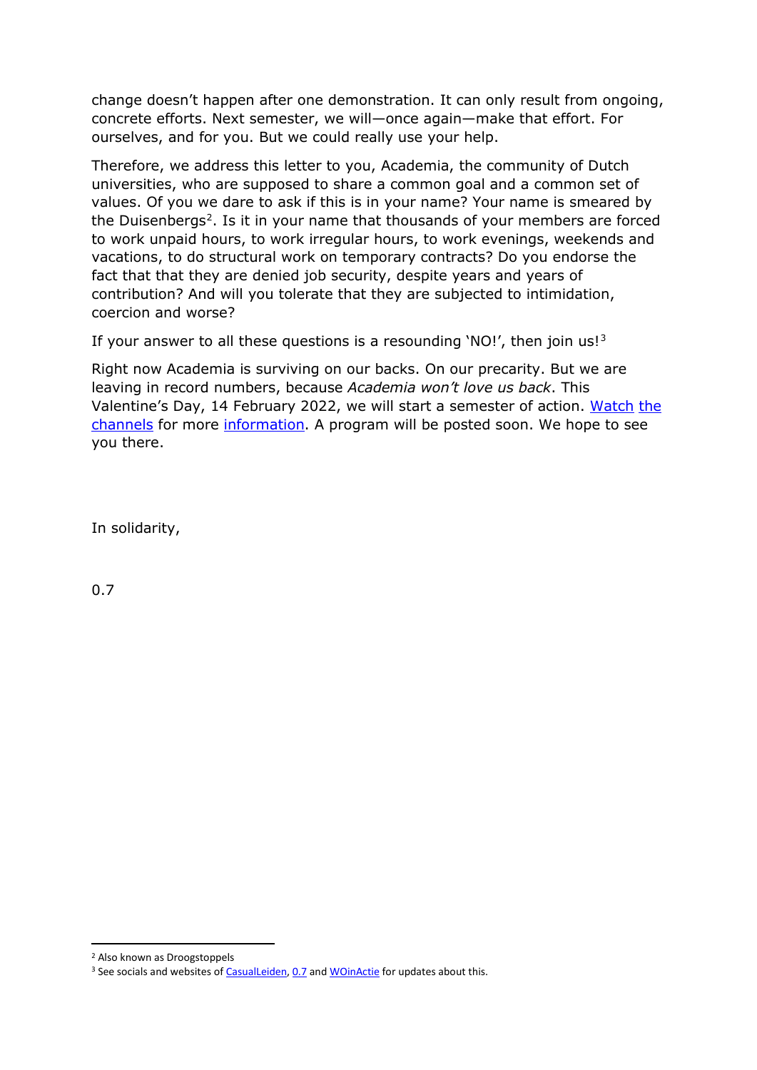change doesn't happen after one demonstration. It can only result from ongoing, concrete efforts. Next semester, we will—once again—make that effort. For ourselves, and for you. But we could really use your help.

Therefore, we address this letter to you, Academia, the community of Dutch universities, who are supposed to share a common goal and a common set of values. Of you we dare to ask if this is in your name? Your name is smeared by the Duisenbergs[2]. Is it in your name that thousands of your members are forced to work unpaid hours, to work irregular hours, to work evenings, weekends and vacations, to do structural work on temporary contracts? Do you endorse the fact that that they are denied job security, despite years and years of contribution? And will you tolerate that they are subjected to intimidation, coercion and worse?

If your answer to all these questions is a resounding 'NO!', then join us![3]

Right now Academia is surviving on our backs. On our precarity. But we are leaving in record numbers, because *Academia won't love us back*. This Valentine's Day, 14 February 2022, we will start a semester of action. Watch the channels for more information. A program will be posted soon. We hope to see you there.

In solidarity,

0.7

---

[2] Also known as Droogstoppels

[3] See socials and websites of CasualLeiden, 0.7 and WOinActie for updates about this.